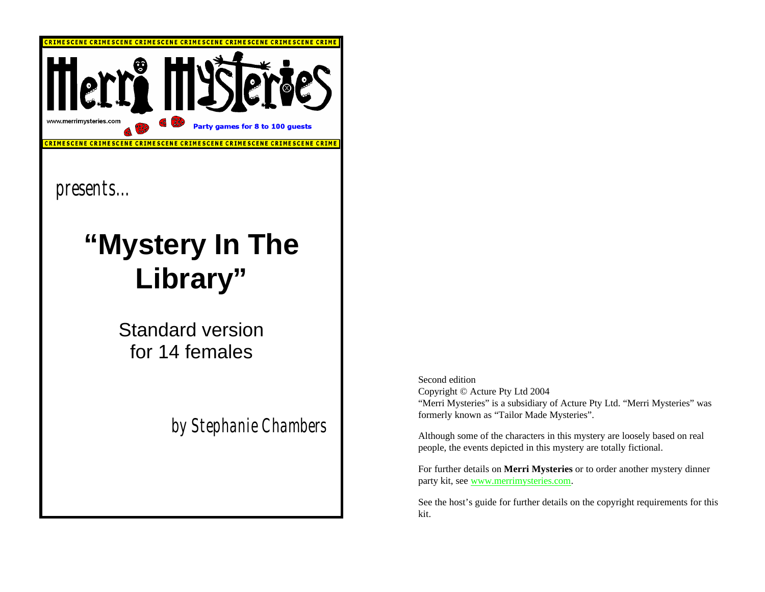CRIMESCENE CRIMESCENE CRIMESCENE CRIMESCENE CRIMESCENE CRIMESCENE CRIME

Merri Mysteries

www.merrimysteries.com

Party games for 8 to 100 guests

CRIMESCENE CRIMESCENE CRIMESCENE CRIMESCENE CRIMESCENE CRIMESCENE CRIME

presents…

# "Mystery In The Library"

Standard version
for 14 females

by Stephanie Chambers

Second edition
Copyright © Acture Pty Ltd 2004
"Merri Mysteries" is a subsidiary of Acture Pty Ltd. "Merri Mysteries" was formerly known as "Tailor Made Mysteries".

Although some of the characters in this mystery are loosely based on real people, the events depicted in this mystery are totally fictional.

For further details on **Merri Mysteries** or to order another mystery dinner party kit, see www.merrimysteries.com.

See the host's guide for further details on the copyright requirements for this kit.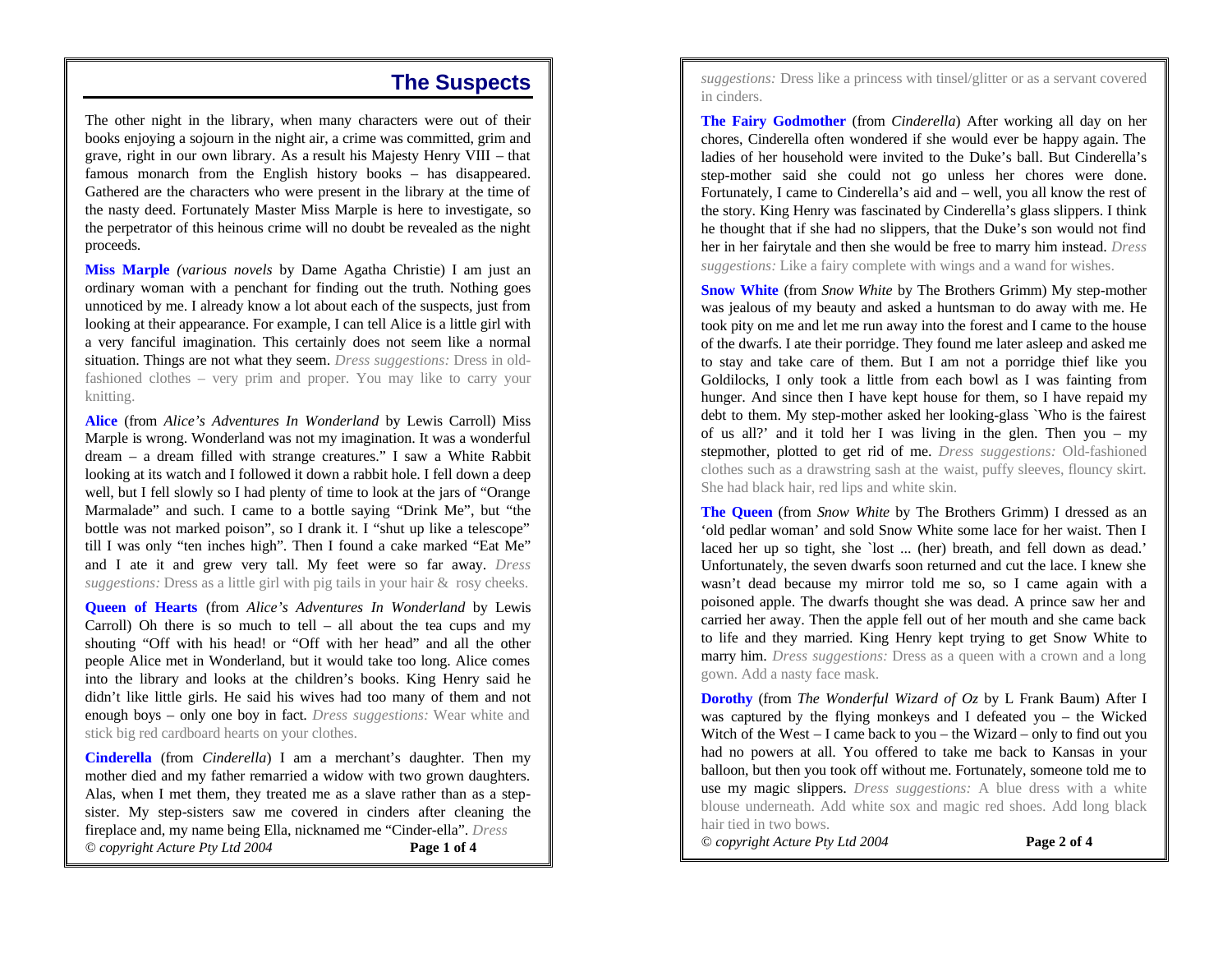## The Suspects

The other night in the library, when many characters were out of their books enjoying a sojourn in the night air, a crime was committed, grim and grave, right in our own library. As a result his Majesty Henry VIII – that famous monarch from the English history books – has disappeared. Gathered are the characters who were present in the library at the time of the nasty deed. Fortunately Master Miss Marple is here to investigate, so the perpetrator of this heinous crime will no doubt be revealed as the night proceeds.

**Miss Marple** *(various novels* by Dame Agatha Christie) I am just an ordinary woman with a penchant for finding out the truth. Nothing goes unnoticed by me. I already know a lot about each of the suspects, just from looking at their appearance. For example, I can tell Alice is a little girl with a very fanciful imagination. This certainly does not seem like a normal situation. Things are not what they seem. *Dress suggestions:* Dress in old-fashioned clothes – very prim and proper. You may like to carry your knitting.

**Alice** (from *Alice's Adventures In Wonderland* by Lewis Carroll) Miss Marple is wrong. Wonderland was not my imagination. It was a wonderful dream – a dream filled with strange creatures." I saw a White Rabbit looking at its watch and I followed it down a rabbit hole. I fell down a deep well, but I fell slowly so I had plenty of time to look at the jars of "Orange Marmalade" and such. I came to a bottle saying "Drink Me", but "the bottle was not marked poison", so I drank it. I "shut up like a telescope" till I was only "ten inches high". Then I found a cake marked "Eat Me" and I ate it and grew very tall. My feet were so far away. *Dress suggestions:* Dress as a little girl with pig tails in your hair & rosy cheeks.

**Queen of Hearts** (from *Alice's Adventures In Wonderland* by Lewis Carroll) Oh there is so much to tell – all about the tea cups and my shouting "Off with his head! or "Off with her head" and all the other people Alice met in Wonderland, but it would take too long. Alice comes into the library and looks at the children's books. King Henry said he didn't like little girls. He said his wives had too many of them and not enough boys – only one boy in fact. *Dress suggestions:* Wear white and stick big red cardboard hearts on your clothes.

**Cinderella** (from *Cinderella*) I am a merchant's daughter. Then my mother died and my father remarried a widow with two grown daughters. Alas, when I met them, they treated me as a slave rather than as a step-sister. My step-sisters saw me covered in cinders after cleaning the fireplace and, my name being Ella, nicknamed me "Cinder-ella". *Dress suggestions:* Dress like a princess with tinsel/glitter or as a servant covered in cinders.

**The Fairy Godmother** (from *Cinderella*) After working all day on her chores, Cinderella often wondered if she would ever be happy again. The ladies of her household were invited to the Duke's ball. But Cinderella's step-mother said she could not go unless her chores were done. Fortunately, I came to Cinderella's aid and – well, you all know the rest of the story. King Henry was fascinated by Cinderella's glass slippers. I think he thought that if she had no slippers, that the Duke's son would not find her in her fairytale and then she would be free to marry him instead. *Dress suggestions:* Like a fairy complete with wings and a wand for wishes.

**Snow White** (from *Snow White* by The Brothers Grimm) My step-mother was jealous of my beauty and asked a huntsman to do away with me. He took pity on me and let me run away into the forest and I came to the house of the dwarfs. I ate their porridge. They found me later asleep and asked me to stay and take care of them. But I am not a porridge thief like you Goldilocks, I only took a little from each bowl as I was fainting from hunger. And since then I have kept house for them, so I have repaid my debt to them. My step-mother asked her looking-glass `Who is the fairest of us all?' and it told her I was living in the glen. Then you – my stepmother, plotted to get rid of me. *Dress suggestions:* Old-fashioned clothes such as a drawstring sash at the waist, puffy sleeves, flouncy skirt. She had black hair, red lips and white skin.

**The Queen** (from *Snow White* by The Brothers Grimm) I dressed as an 'old pedlar woman' and sold Snow White some lace for her waist. Then I laced her up so tight, she `lost ... (her) breath, and fell down as dead.' Unfortunately, the seven dwarfs soon returned and cut the lace. I knew she wasn't dead because my mirror told me so, so I came again with a poisoned apple. The dwarfs thought she was dead. A prince saw her and carried her away. Then the apple fell out of her mouth and she came back to life and they married. King Henry kept trying to get Snow White to marry him. *Dress suggestions:* Dress as a queen with a crown and a long gown. Add a nasty face mask.

**Dorothy** (from *The Wonderful Wizard of Oz* by L Frank Baum) After I was captured by the flying monkeys and I defeated you – the Wicked Witch of the West – I came back to you – the Wizard – only to find out you had no powers at all. You offered to take me back to Kansas in your balloon, but then you took off without me. Fortunately, someone told me to use my magic slippers. *Dress suggestions:* A blue dress with a white blouse underneath. Add white sox and magic red shoes. Add long black hair tied in two bows.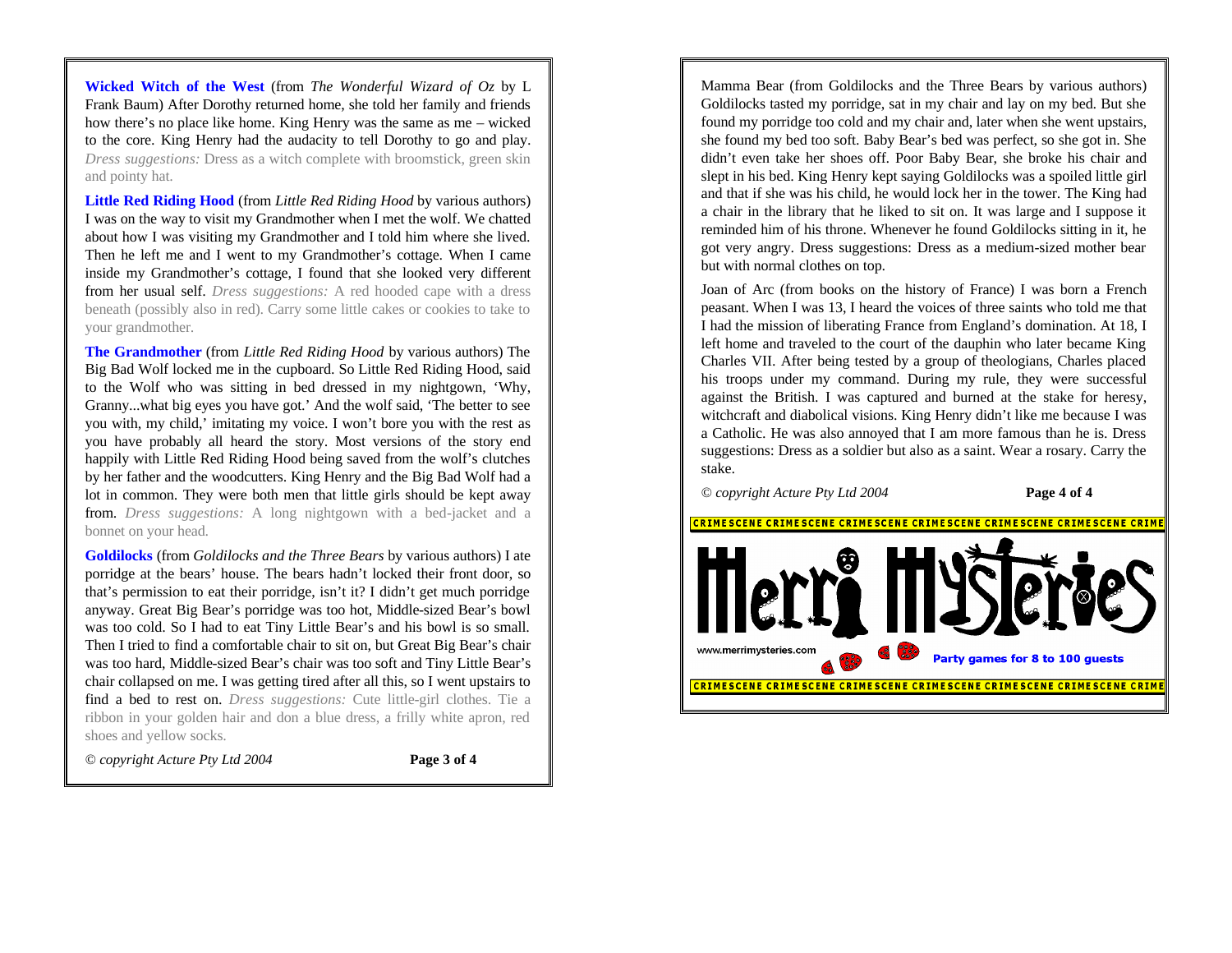**Wicked Witch of the West** (from *The Wonderful Wizard of Oz* by L Frank Baum) After Dorothy returned home, she told her family and friends how there's no place like home. King Henry was the same as me – wicked to the core. King Henry had the audacity to tell Dorothy to go and play. *Dress suggestions:* Dress as a witch complete with broomstick, green skin and pointy hat.

**Little Red Riding Hood** (from *Little Red Riding Hood* by various authors) I was on the way to visit my Grandmother when I met the wolf. We chatted about how I was visiting my Grandmother and I told him where she lived. Then he left me and I went to my Grandmother's cottage. When I came inside my Grandmother's cottage, I found that she looked very different from her usual self. *Dress suggestions:* A red hooded cape with a dress beneath (possibly also in red). Carry some little cakes or cookies to take to your grandmother.

**The Grandmother** (from *Little Red Riding Hood* by various authors) The Big Bad Wolf locked me in the cupboard. So Little Red Riding Hood, said to the Wolf who was sitting in bed dressed in my nightgown, 'Why, Granny...what big eyes you have got.' And the wolf said, 'The better to see you with, my child,' imitating my voice. I won't bore you with the rest as you have probably all heard the story. Most versions of the story end happily with Little Red Riding Hood being saved from the wolf's clutches by her father and the woodcutters. King Henry and the Big Bad Wolf had a lot in common. They were both men that little girls should be kept away from. *Dress suggestions:* A long nightgown with a bed-jacket and a bonnet on your head.

**Goldilocks** (from *Goldilocks and the Three Bears* by various authors) I ate porridge at the bears' house. The bears hadn't locked their front door, so that's permission to eat their porridge, isn't it? I didn't get much porridge anyway. Great Big Bear's porridge was too hot, Middle-sized Bear's bowl was too cold. So I had to eat Tiny Little Bear's and his bowl is so small. Then I tried to find a comfortable chair to sit on, but Great Big Bear's chair was too hard, Middle-sized Bear's chair was too soft and Tiny Little Bear's chair collapsed on me. I was getting tired after all this, so I went upstairs to find a bed to rest on. *Dress suggestions:* Cute little-girl clothes. Tie a ribbon in your golden hair and don a blue dress, a frilly white apron, red shoes and yellow socks.

*© copyright Acture Pty Ltd 2004*

Mamma Bear (from Goldilocks and the Three Bears by various authors) Goldilocks tasted my porridge, sat in my chair and lay on my bed. But she found my porridge too cold and my chair and, later when she went upstairs, she found my bed too soft. Baby Bear's bed was perfect, so she got in. She didn't even take her shoes off. Poor Baby Bear, she broke his chair and slept in his bed. King Henry kept saying Goldilocks was a spoiled little girl and that if she was his child, he would lock her in the tower. The King had a chair in the library that he liked to sit on. It was large and I suppose it reminded him of his throne. Whenever he found Goldilocks sitting in it, he got very angry. Dress suggestions: Dress as a medium-sized mother bear but with normal clothes on top.

Joan of Arc (from books on the history of France) I was born a French peasant. When I was 13, I heard the voices of three saints who told me that I had the mission of liberating France from England's domination. At 18, I left home and traveled to the court of the dauphin who later became King Charles VII. After being tested by a group of theologians, Charles placed his troops under my command. During my rule, they were successful against the British. I was captured and burned at the stake for heresy, witchcraft and diabolical visions. King Henry didn't like me because I was a Catholic. He was also annoyed that I am more famous than he is. Dress suggestions: Dress as a soldier but also as a saint. Wear a rosary. Carry the stake.

*© copyright Acture Pty Ltd 2004*

CRIMESCENE CRIMESCENE CRIMESCENE CRIMESCENE CRIMESCENE CRIMESCENE CRIME

Merri Mysteries

www.merrimysteries.com

Party games for 8 to 100 guests

CRIMESCENE CRIMESCENE CRIMESCENE CRIMESCENE CRIMESCENE CRIMESCENE CRIME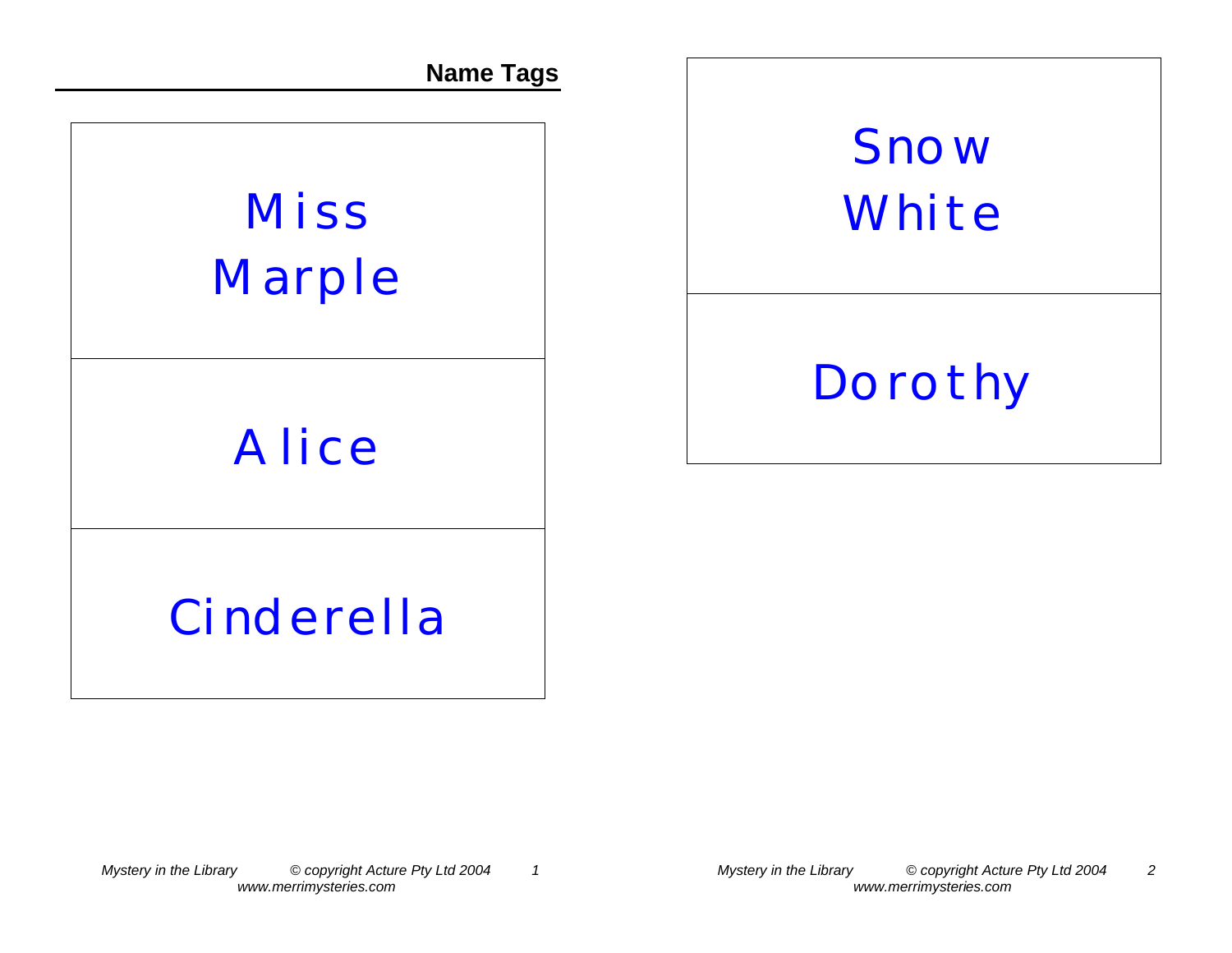## Name Tags

Miss Marple

Alice

Cinderella

Snow White

Dorothy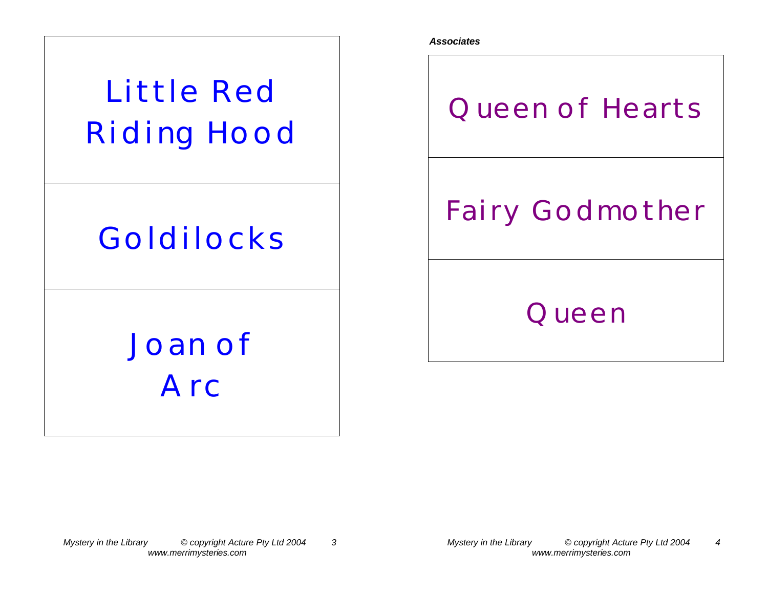| Little Red Riding Hood |
| --- |
| Goldilocks |
| Joan of Arc |

***Associates***

| Queen of Hearts |
| --- |
| Fairy Godmother |
| Queen |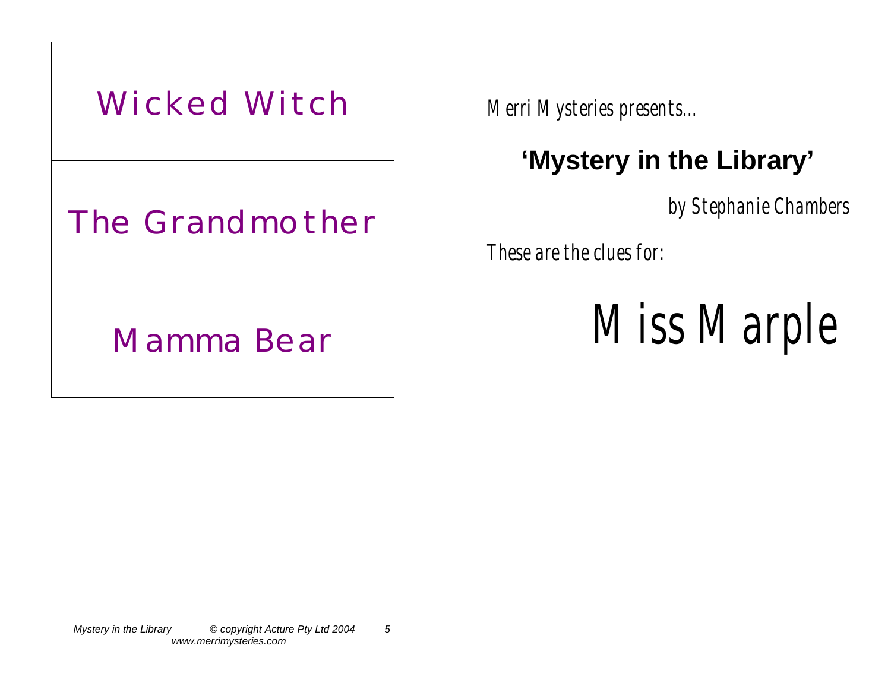| Wicked Witch |
| --- |
| The Grandmother |
| Mamma Bear |

Merri Mysteries presents...

## 'Mystery in the Library'

by Stephanie Chambers

These are the clues for:

# Miss Marple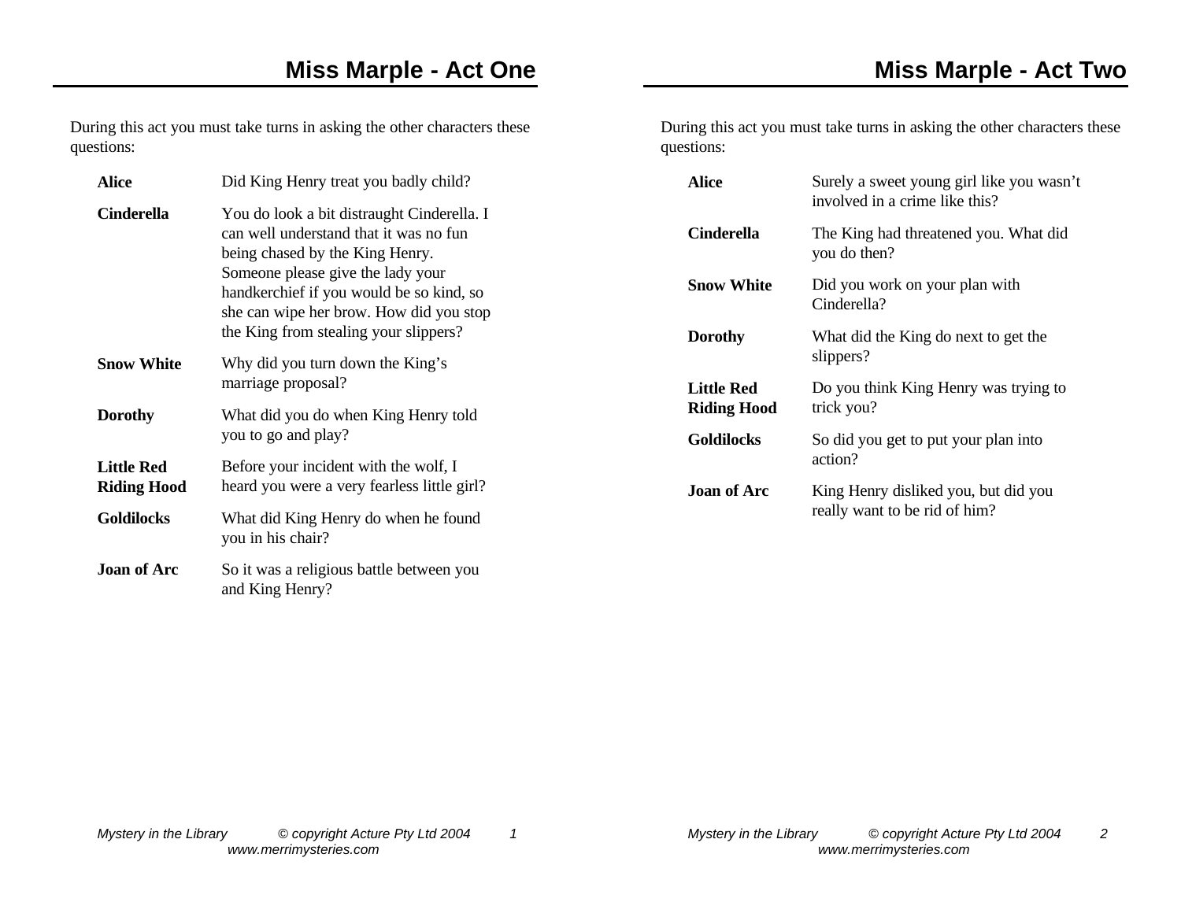## Miss Marple - Act One

During this act you must take turns in asking the other characters these questions:

| | |
|---|---|
| **Alice** | Did King Henry treat you badly child? |
| **Cinderella** | You do look a bit distraught Cinderella. I can well understand that it was no fun being chased by the King Henry. Someone please give the lady your handkerchief if you would be so kind, so she can wipe her brow. How did you stop the King from stealing your slippers? |
| **Snow White** | Why did you turn down the King's marriage proposal? |
| **Dorothy** | What did you do when King Henry told you to go and play? |
| **Little Red Riding Hood** | Before your incident with the wolf, I heard you were a very fearless little girl? |
| **Goldilocks** | What did King Henry do when he found you in his chair? |
| **Joan of Arc** | So it was a religious battle between you and King Henry? |

## Miss Marple - Act Two

During this act you must take turns in asking the other characters these questions:

| | |
|---|---|
| **Alice** | Surely a sweet young girl like you wasn't involved in a crime like this? |
| **Cinderella** | The King had threatened you. What did you do then? |
| **Snow White** | Did you work on your plan with Cinderella? |
| **Dorothy** | What did the King do next to get the slippers? |
| **Little Red Riding Hood** | Do you think King Henry was trying to trick you? |
| **Goldilocks** | So did you get to put your plan into action? |
| **Joan of Arc** | King Henry disliked you, but did you really want to be rid of him? |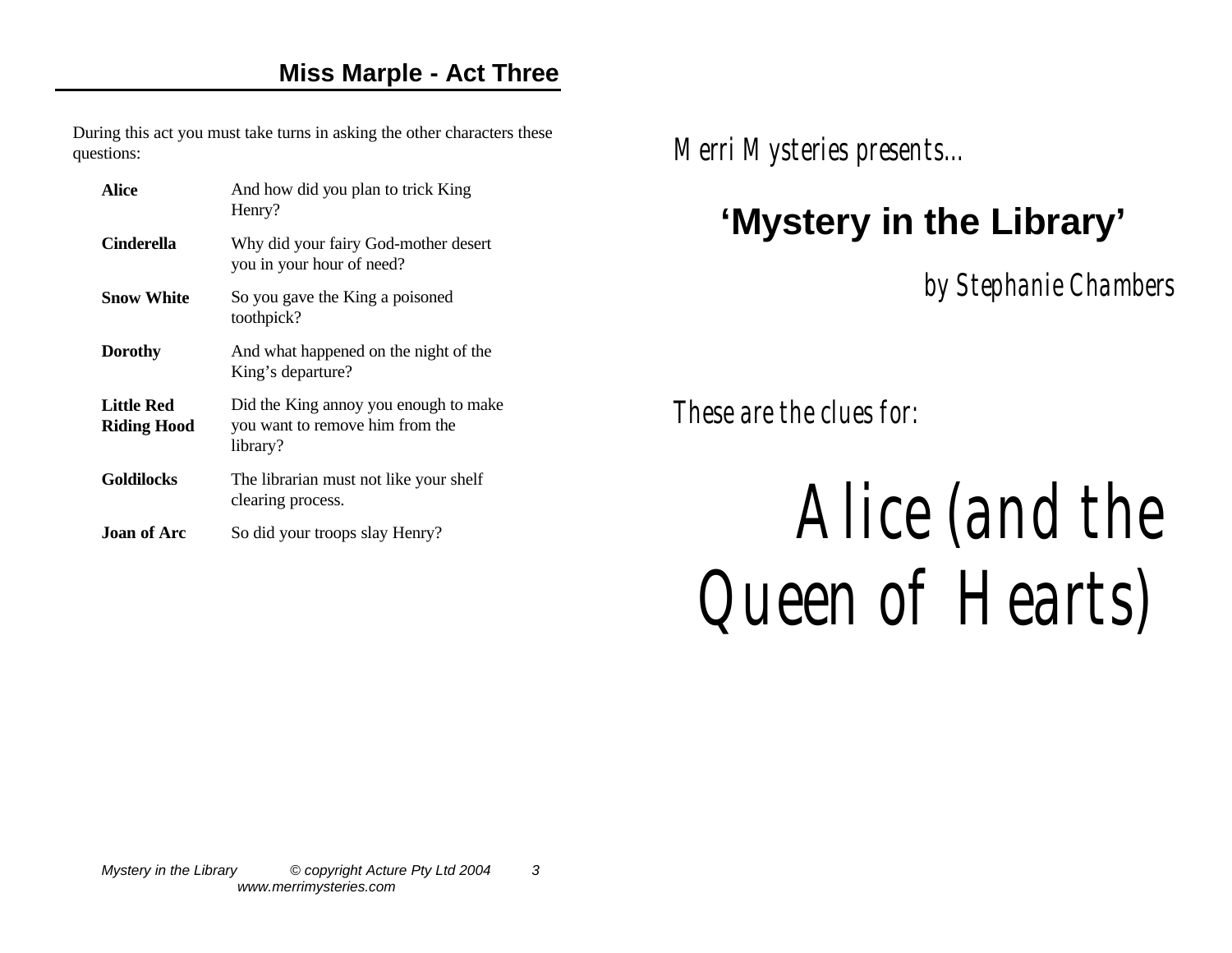## Miss Marple - Act Three

During this act you must take turns in asking the other characters these questions:

| | |
|---|---|
| **Alice** | And how did you plan to trick King Henry? |
| **Cinderella** | Why did your fairy God-mother desert you in your hour of need? |
| **Snow White** | So you gave the King a poisoned toothpick? |
| **Dorothy** | And what happened on the night of the King's departure? |
| **Little Red Riding Hood** | Did the King annoy you enough to make you want to remove him from the library? |
| **Goldilocks** | The librarian must not like your shelf clearing process. |
| **Joan of Arc** | So did your troops slay Henry? |

*Merri Mysteries presents...*

# 'Mystery in the Library'

*by Stephanie Chambers*

*These are the clues for:*

# *Alice (and the Queen of Hearts)*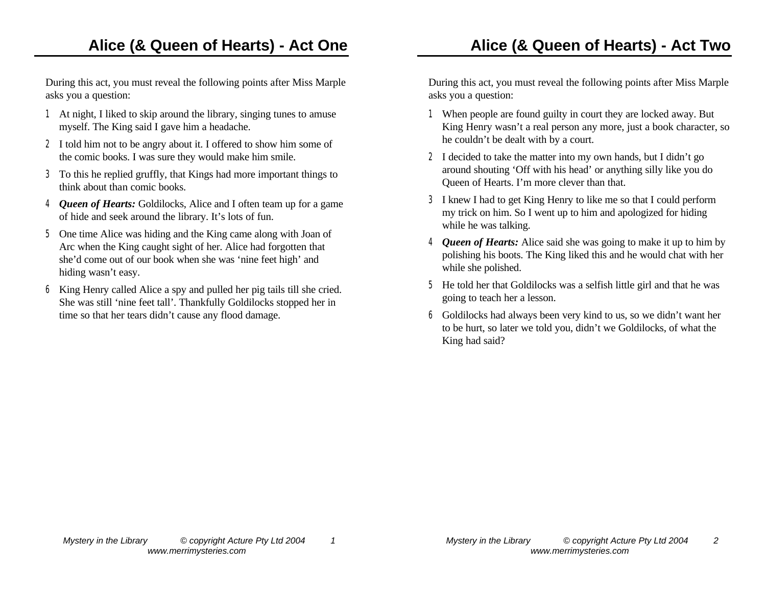# Alice (& Queen of Hearts) - Act One

During this act, you must reveal the following points after Miss Marple asks you a question:

1. At night, I liked to skip around the library, singing tunes to amuse myself. The King said I gave him a headache.
2. I told him not to be angry about it. I offered to show him some of the comic books. I was sure they would make him smile.
3. To this he replied gruffly, that Kings had more important things to think about than comic books.
4. ***Queen of Hearts:*** Goldilocks, Alice and I often team up for a game of hide and seek around the library. It's lots of fun.
5. One time Alice was hiding and the King came along with Joan of Arc when the King caught sight of her. Alice had forgotten that she'd come out of our book when she was 'nine feet high' and hiding wasn't easy.
6. King Henry called Alice a spy and pulled her pig tails till she cried. She was still 'nine feet tall'. Thankfully Goldilocks stopped her in time so that her tears didn't cause any flood damage.

# Alice (& Queen of Hearts) - Act Two

During this act, you must reveal the following points after Miss Marple asks you a question:

1. When people are found guilty in court they are locked away. But King Henry wasn't a real person any more, just a book character, so he couldn't be dealt with by a court.
2. I decided to take the matter into my own hands, but I didn't go around shouting 'Off with his head' or anything silly like you do Queen of Hearts. I'm more clever than that.
3. I knew I had to get King Henry to like me so that I could perform my trick on him. So I went up to him and apologized for hiding while he was talking.
4. ***Queen of Hearts:*** Alice said she was going to make it up to him by polishing his boots. The King liked this and he would chat with her while she polished.
5. He told her that Goldilocks was a selfish little girl and that he was going to teach her a lesson.
6. Goldilocks had always been very kind to us, so we didn't want her to be hurt, so later we told you, didn't we Goldilocks, of what the King had said?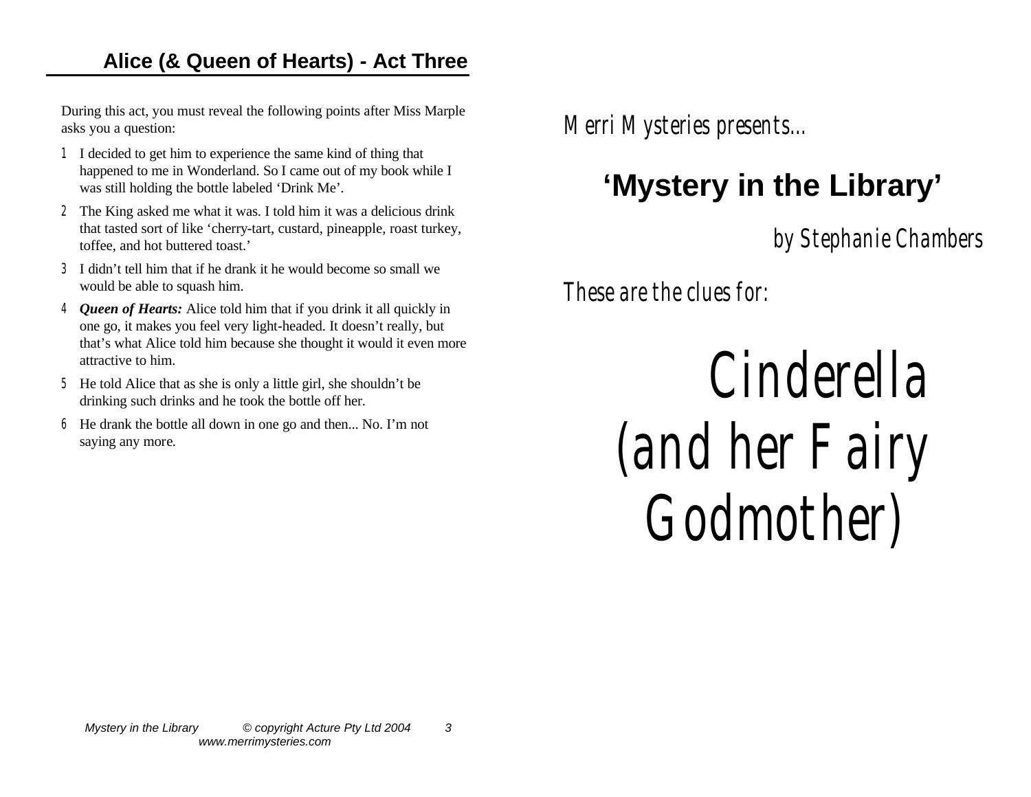## Alice (& Queen of Hearts) - Act Three

During this act, you must reveal the following points after Miss Marple asks you a question:

1. I decided to get him to experience the same kind of thing that happened to me in Wonderland. So I came out of my book while I was still holding the bottle labeled 'Drink Me'.
2. The King asked me what it was. I told him it was a delicious drink that tasted sort of like 'cherry-tart, custard, pineapple, roast turkey, toffee, and hot buttered toast.'
3. I didn't tell him that if he drank it he would become so small we would be able to squash him.
4. ***Queen of Hearts:*** Alice told him that if you drink it all quickly in one go, it makes you feel very light-headed. It doesn't really, but that's what Alice told him because she thought it would it even more attractive to him.
5. He told Alice that as she is only a little girl, she shouldn't be drinking such drinks and he took the bottle off her.
6. He drank the bottle all down in one go and then... No. I'm not saying any more.

Merri Mysteries presents...

# 'Mystery in the Library'

by Stephanie Chambers

These are the clues for:

# Cinderella (and her Fairy Godmother)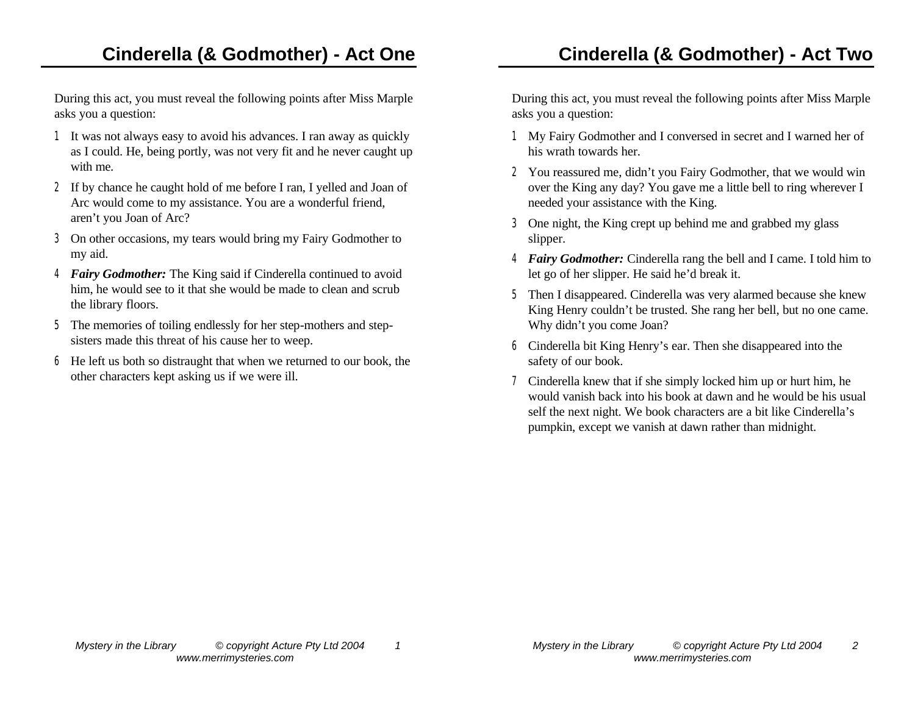# Cinderella (& Godmother) - Act One

During this act, you must reveal the following points after Miss Marple asks you a question:

1. It was not always easy to avoid his advances. I ran away as quickly as I could. He, being portly, was not very fit and he never caught up with me.
2. If by chance he caught hold of me before I ran, I yelled and Joan of Arc would come to my assistance. You are a wonderful friend, aren't you Joan of Arc?
3. On other occasions, my tears would bring my Fairy Godmother to my aid.
4. ***Fairy Godmother:*** The King said if Cinderella continued to avoid him, he would see to it that she would be made to clean and scrub the library floors.
5. The memories of toiling endlessly for her step-mothers and step-sisters made this threat of his cause her to weep.
6. He left us both so distraught that when we returned to our book, the other characters kept asking us if we were ill.

# Cinderella (& Godmother) - Act Two

During this act, you must reveal the following points after Miss Marple asks you a question:

1. My Fairy Godmother and I conversed in secret and I warned her of his wrath towards her.
2. You reassured me, didn't you Fairy Godmother, that we would win over the King any day? You gave me a little bell to ring wherever I needed your assistance with the King.
3. One night, the King crept up behind me and grabbed my glass slipper.
4. ***Fairy Godmother:*** Cinderella rang the bell and I came. I told him to let go of her slipper. He said he'd break it.
5. Then I disappeared. Cinderella was very alarmed because she knew King Henry couldn't be trusted. She rang her bell, but no one came. Why didn't you come Joan?
6. Cinderella bit King Henry's ear. Then she disappeared into the safety of our book.
7. Cinderella knew that if she simply locked him up or hurt him, he would vanish back into his book at dawn and he would be his usual self the next night. We book characters are a bit like Cinderella's pumpkin, except we vanish at dawn rather than midnight.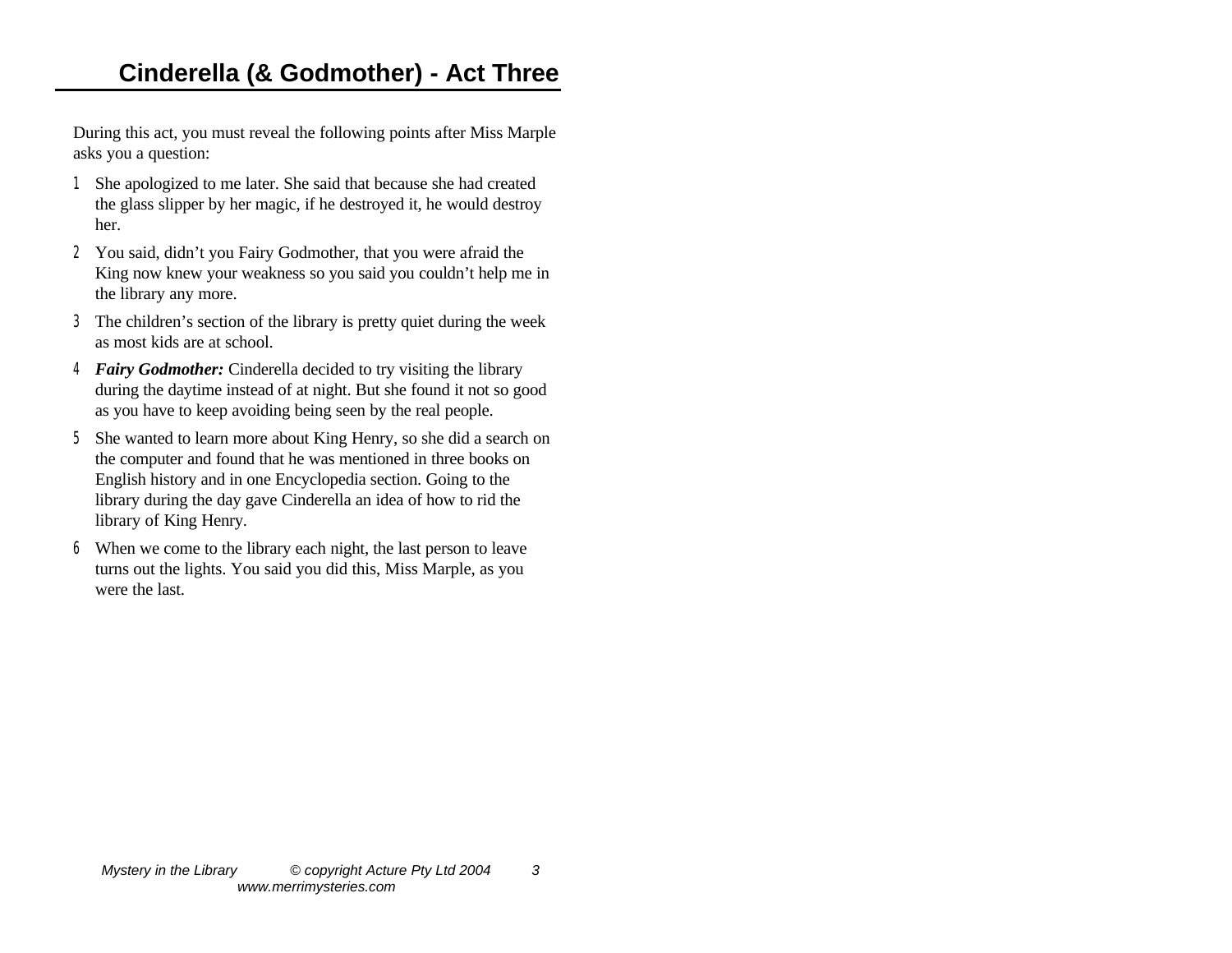## Cinderella (& Godmother) - Act Three

During this act, you must reveal the following points after Miss Marple asks you a question:

1. She apologized to me later. She said that because she had created the glass slipper by her magic, if he destroyed it, he would destroy her.
2. You said, didn't you Fairy Godmother, that you were afraid the King now knew your weakness so you said you couldn't help me in the library any more.
3. The children's section of the library is pretty quiet during the week as most kids are at school.
4. ***Fairy Godmother:*** Cinderella decided to try visiting the library during the daytime instead of at night. But she found it not so good as you have to keep avoiding being seen by the real people.
5. She wanted to learn more about King Henry, so she did a search on the computer and found that he was mentioned in three books on English history and in one Encyclopedia section. Going to the library during the day gave Cinderella an idea of how to rid the library of King Henry.
6. When we come to the library each night, the last person to leave turns out the lights. You said you did this, Miss Marple, as you were the last.